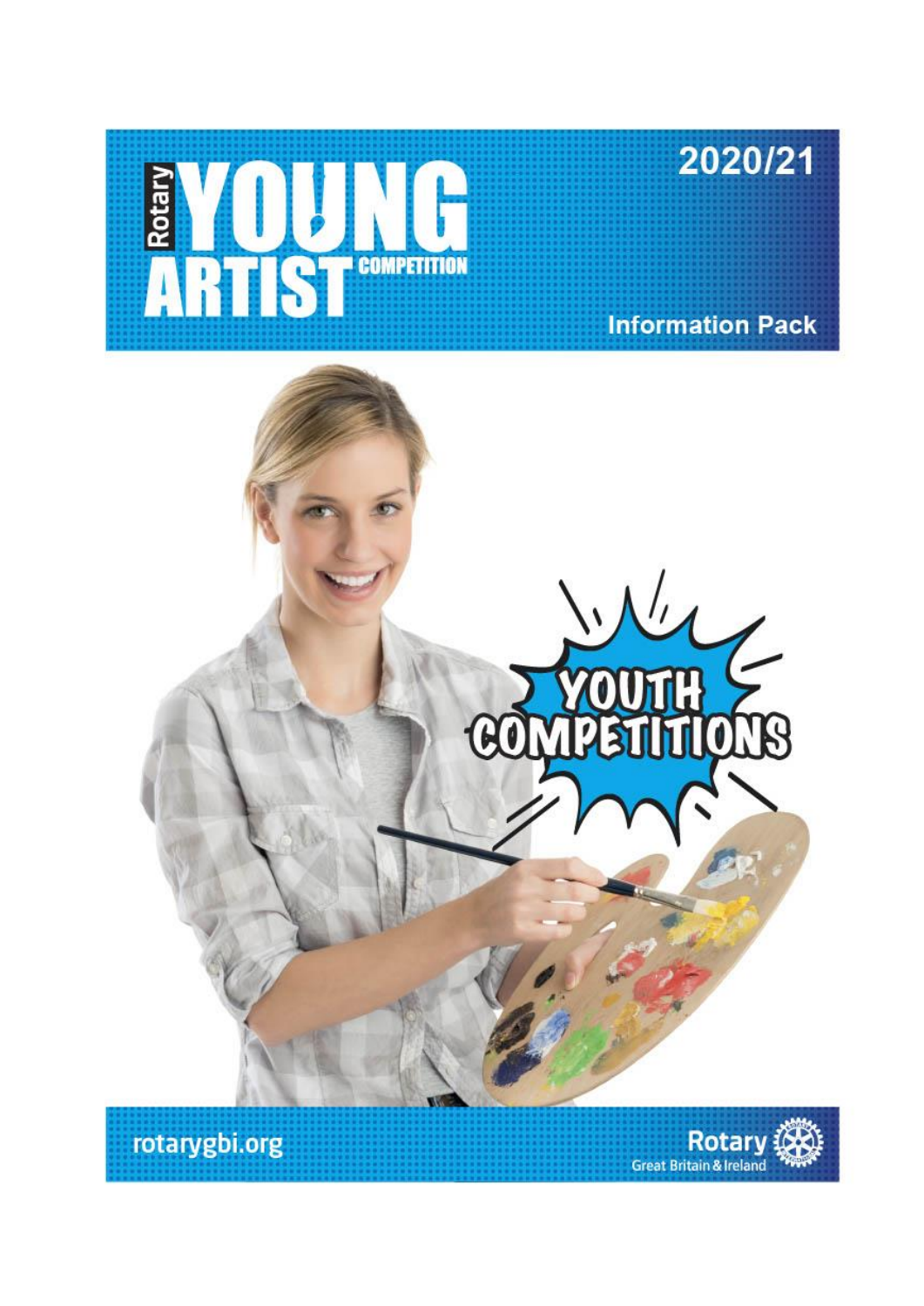# Rotary YOUNG ARTIST COMPETITION

## 2020/21

### Information Pack

YOUTH COMPETITIONS

rotarygbi.org

Rotary Great Britain & Ireland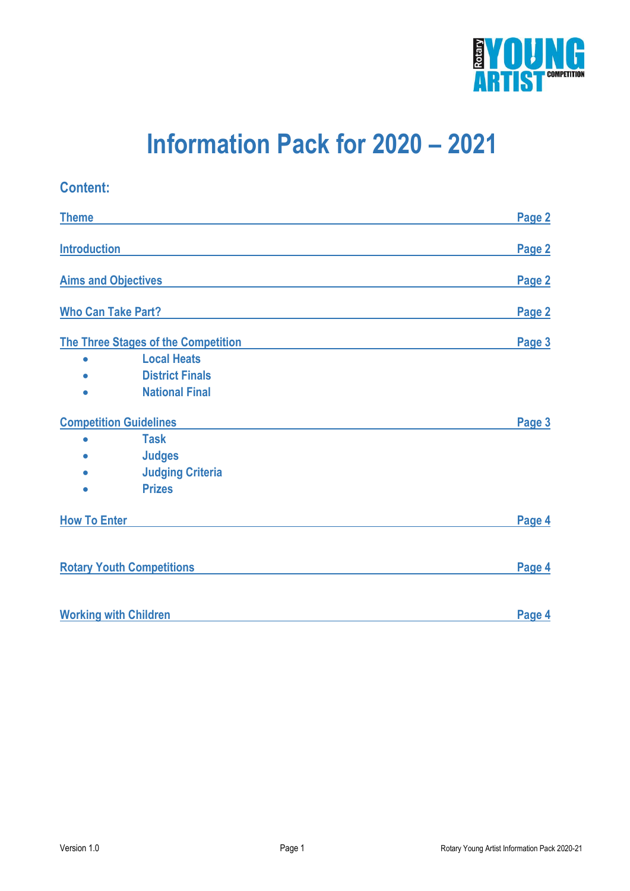# Information Pack for 2020 – 2021

## Content:

| | |
|---|---|
| Theme | Page 2 |
| Introduction | Page 2 |
| Aims and Objectives | Page 2 |
| Who Can Take Part? | Page 2 |
| The Three Stages of the Competition | Page 3 |
| • Local Heats | |
| • District Finals | |
| • National Final | |
| Competition Guidelines | Page 3 |
| • Task | |
| • Judges | |
| • Judging Criteria | |
| • Prizes | |
| How To Enter | Page 4 |
| Rotary Youth Competitions | Page 4 |
| Working with Children | Page 4 |

Version 1.0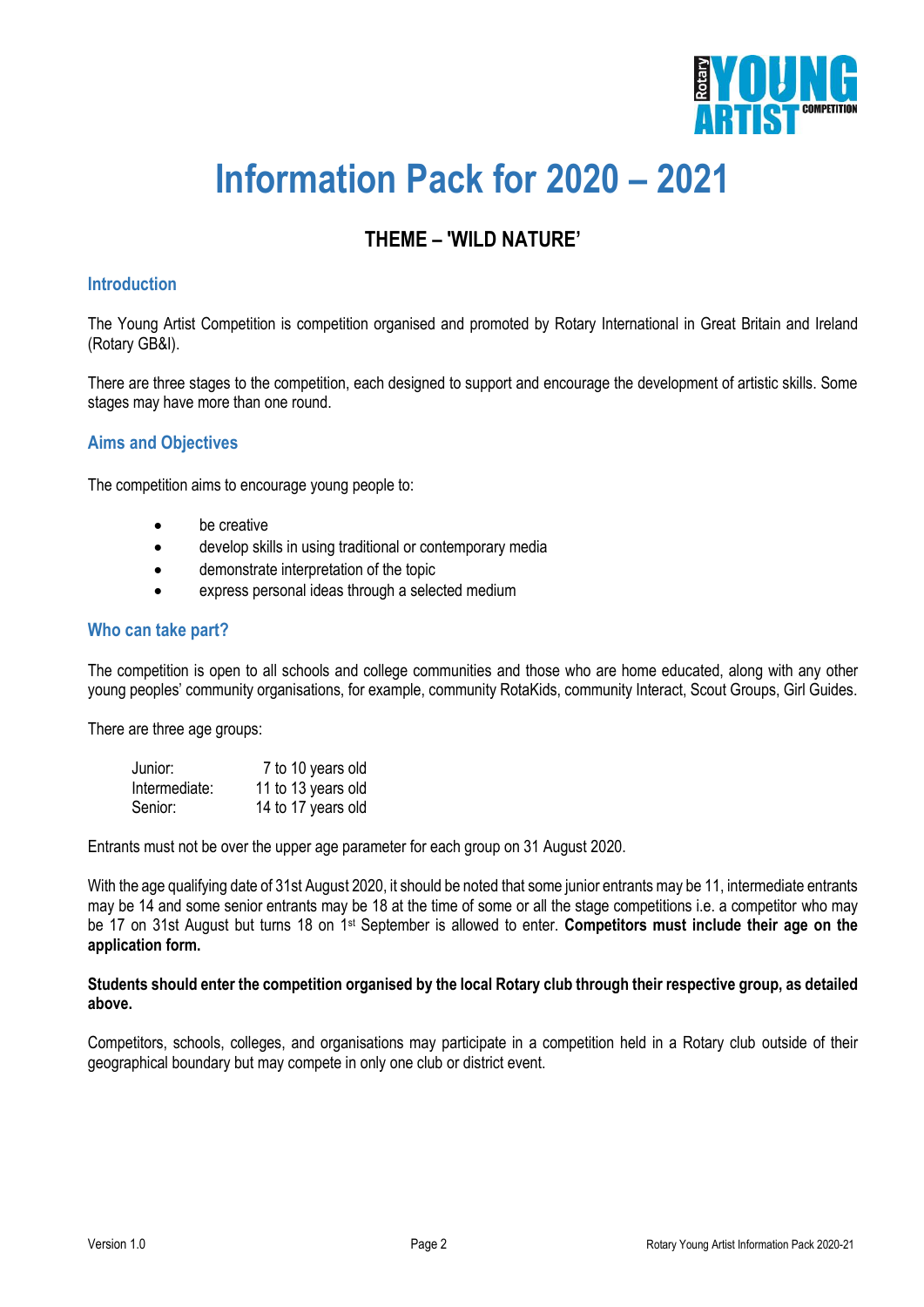# Information Pack for 2020 – 2021

## THEME – 'WILD NATURE'

### Introduction

The Young Artist Competition is competition organised and promoted by Rotary International in Great Britain and Ireland (Rotary GB&I).

There are three stages to the competition, each designed to support and encourage the development of artistic skills. Some stages may have more than one round.

### Aims and Objectives

The competition aims to encourage young people to:

- be creative
- develop skills in using traditional or contemporary media
- demonstrate interpretation of the topic
- express personal ideas through a selected medium

### Who can take part?

The competition is open to all schools and college communities and those who are home educated, along with any other young peoples' community organisations, for example, community RotaKids, community Interact, Scout Groups, Girl Guides.

There are three age groups:

| | |
|---|---|
| Junior: | 7 to 10 years old |
| Intermediate: | 11 to 13 years old |
| Senior: | 14 to 17 years old |

Entrants must not be over the upper age parameter for each group on 31 August 2020.

With the age qualifying date of 31st August 2020, it should be noted that some junior entrants may be 11, intermediate entrants may be 14 and some senior entrants may be 18 at the time of some or all the stage competitions i.e. a competitor who may be 17 on 31st August but turns 18 on 1st September is allowed to enter. **Competitors must include their age on the application form.**

**Students should enter the competition organised by the local Rotary club through their respective group, as detailed above.**

Competitors, schools, colleges, and organisations may participate in a competition held in a Rotary club outside of their geographical boundary but may compete in only one club or district event.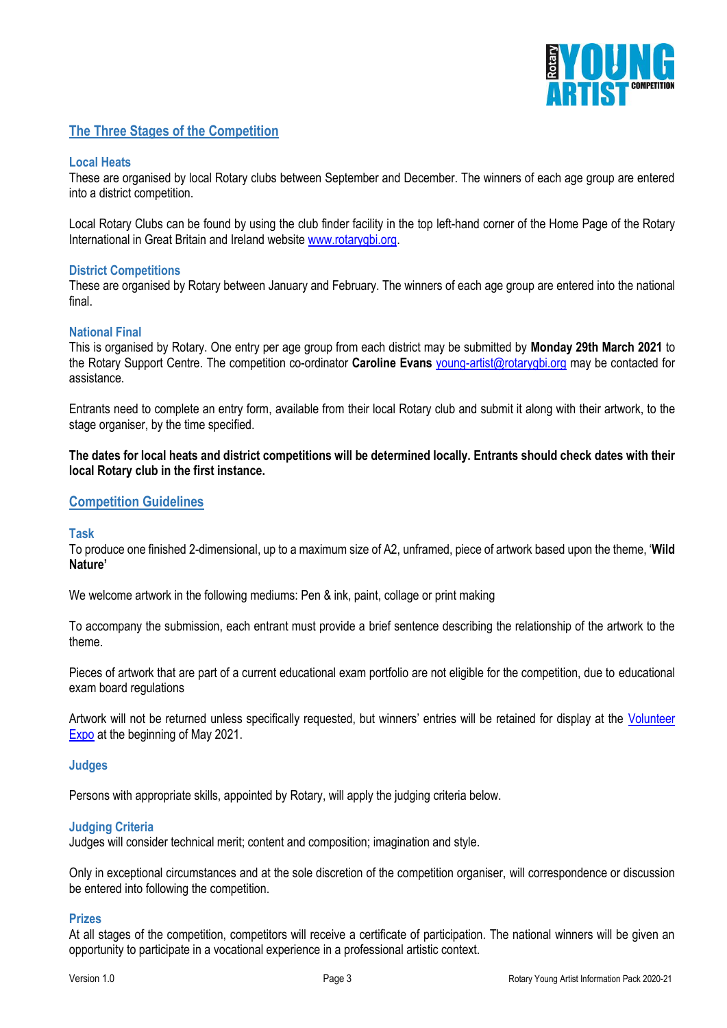## The Three Stages of the Competition

### Local Heats

These are organised by local Rotary clubs between September and December. The winners of each age group are entered into a district competition.

Local Rotary Clubs can be found by using the club finder facility in the top left-hand corner of the Home Page of the Rotary International in Great Britain and Ireland website [www.rotarygbi.org](www.rotarygbi.org).

### District Competitions

These are organised by Rotary between January and February. The winners of each age group are entered into the national final.

### National Final

This is organised by Rotary. One entry per age group from each district may be submitted by **Monday 29th March 2021** to the Rotary Support Centre. The competition co-ordinator **Caroline Evans** [young-artist@rotarygbi.org](mailto:young-artist@rotarygbi.org) may be contacted for assistance.

Entrants need to complete an entry form, available from their local Rotary club and submit it along with their artwork, to the stage organiser, by the time specified.

**The dates for local heats and district competitions will be determined locally. Entrants should check dates with their local Rotary club in the first instance.**

## Competition Guidelines

### Task

To produce one finished 2-dimensional, up to a maximum size of A2, unframed, piece of artwork based upon the theme, '**Wild Nature'**

We welcome artwork in the following mediums: Pen & ink, paint, collage or print making

To accompany the submission, each entrant must provide a brief sentence describing the relationship of the artwork to the theme.

Pieces of artwork that are part of a current educational exam portfolio are not eligible for the competition, due to educational exam board regulations

Artwork will not be returned unless specifically requested, but winners' entries will be retained for display at the Volunteer Expo at the beginning of May 2021.

### Judges

Persons with appropriate skills, appointed by Rotary, will apply the judging criteria below.

### Judging Criteria

Judges will consider technical merit; content and composition; imagination and style.

Only in exceptional circumstances and at the sole discretion of the competition organiser, will correspondence or discussion be entered into following the competition.

### Prizes

At all stages of the competition, competitors will receive a certificate of participation. The national winners will be given an opportunity to participate in a vocational experience in a professional artistic context.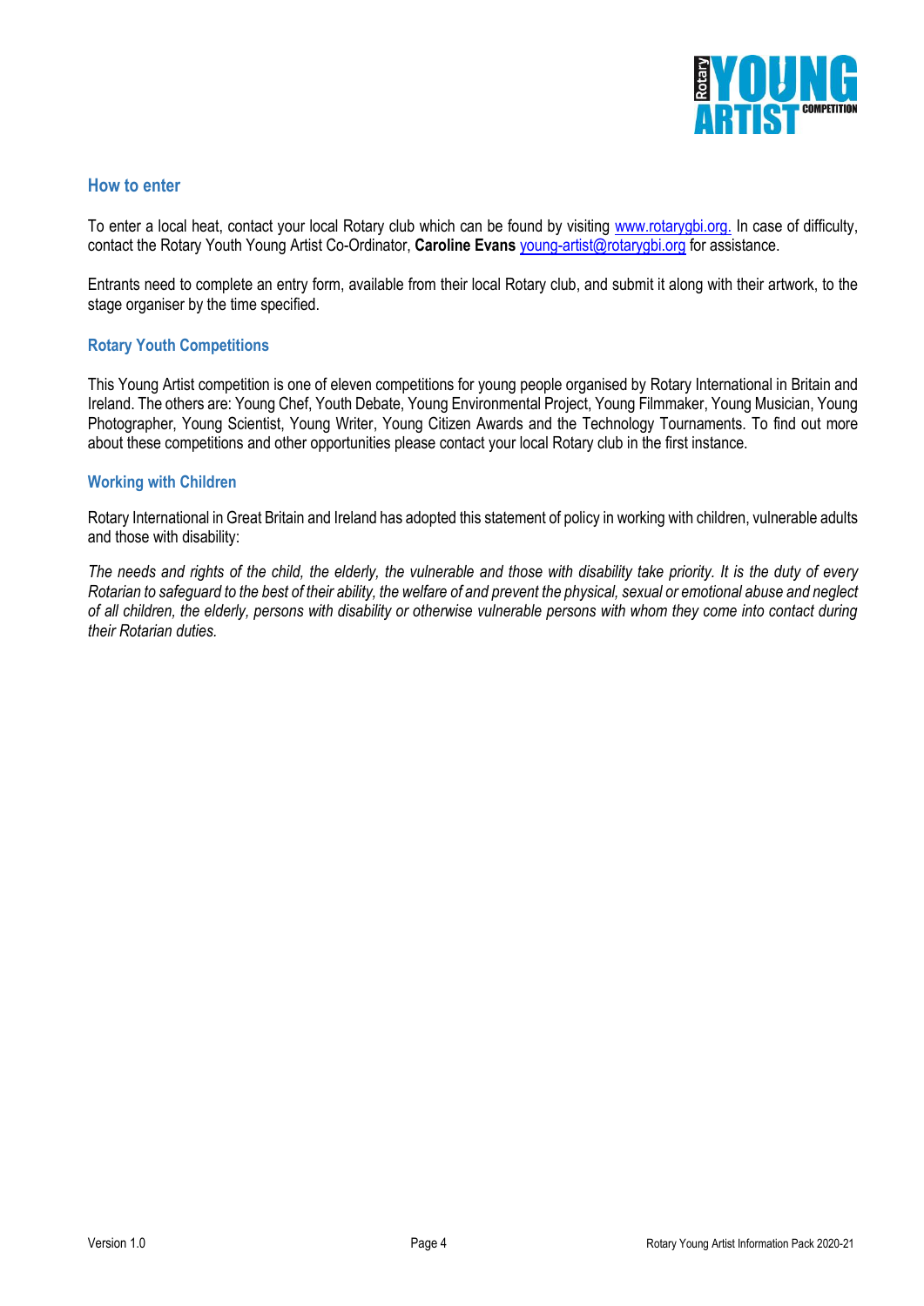## How to enter

To enter a local heat, contact your local Rotary club which can be found by visiting www.rotarygbi.org. In case of difficulty, contact the Rotary Youth Young Artist Co-Ordinator, **Caroline Evans** young-artist@rotarygbi.org for assistance.

Entrants need to complete an entry form, available from their local Rotary club, and submit it along with their artwork, to the stage organiser by the time specified.

## Rotary Youth Competitions

This Young Artist competition is one of eleven competitions for young people organised by Rotary International in Britain and Ireland. The others are: Young Chef, Youth Debate, Young Environmental Project, Young Filmmaker, Young Musician, Young Photographer, Young Scientist, Young Writer, Young Citizen Awards and the Technology Tournaments. To find out more about these competitions and other opportunities please contact your local Rotary club in the first instance.

## Working with Children

Rotary International in Great Britain and Ireland has adopted this statement of policy in working with children, vulnerable adults and those with disability:

*The needs and rights of the child, the elderly, the vulnerable and those with disability take priority. It is the duty of every Rotarian to safeguard to the best of their ability, the welfare of and prevent the physical, sexual or emotional abuse and neglect of all children, the elderly, persons with disability or otherwise vulnerable persons with whom they come into contact during their Rotarian duties.*